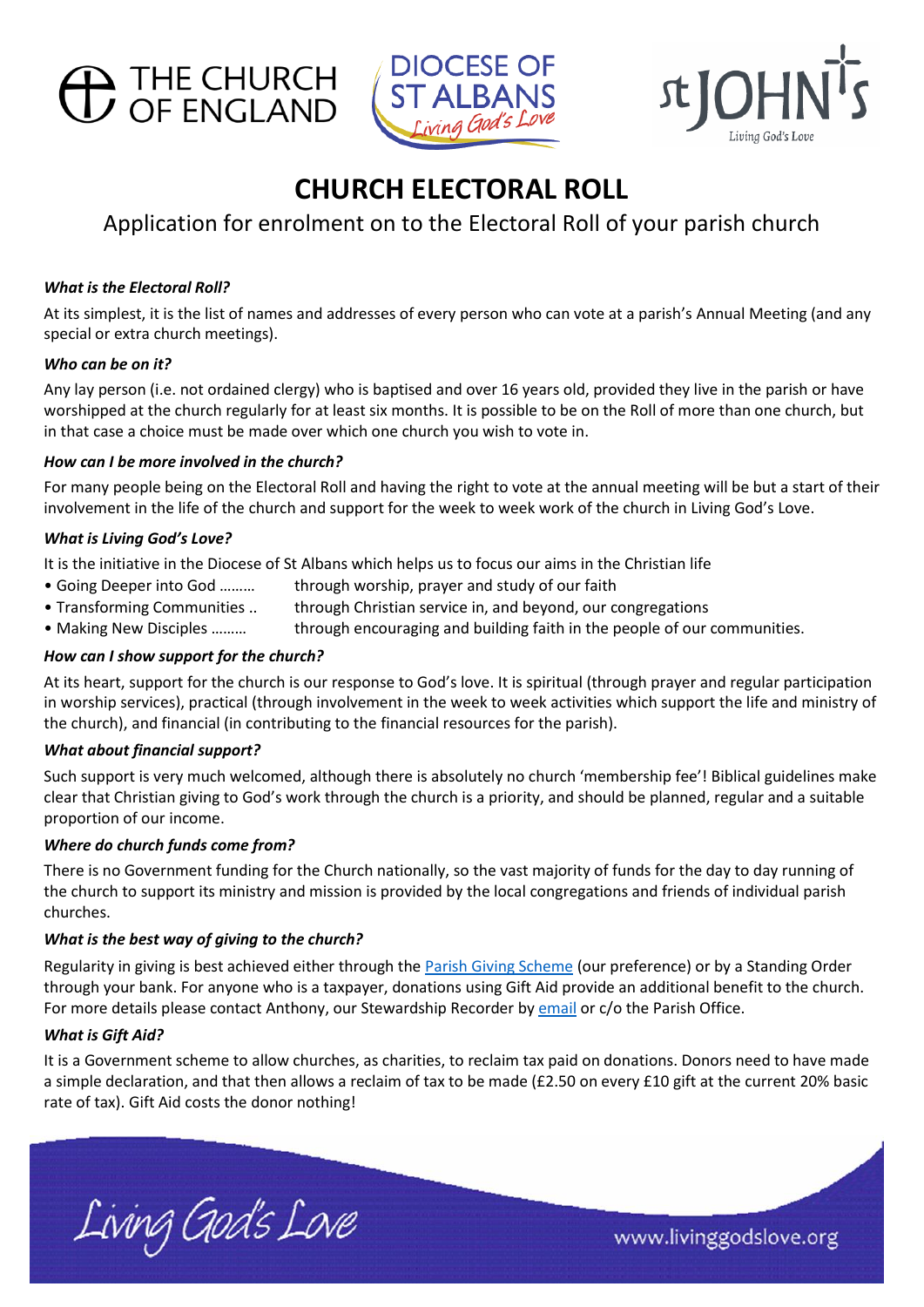THE CHURCH OF ENGLAND

DIOCESE OF ST ALBANS *Living God's Love*

st JOHN's *Living God's Love*

# CHURCH ELECTORAL ROLL

## Application for enrolment on to the Electoral Roll of your parish church

***What is the Electoral Roll?***

At its simplest, it is the list of names and addresses of every person who can vote at a parish's Annual Meeting (and any special or extra church meetings).

***Who can be on it?***

Any lay person (i.e. not ordained clergy) who is baptised and over 16 years old, provided they live in the parish or have worshipped at the church regularly for at least six months. It is possible to be on the Roll of more than one church, but in that case a choice must be made over which one church you wish to vote in.

***How can I be more involved in the church?***

For many people being on the Electoral Roll and having the right to vote at the annual meeting will be but a start of their involvement in the life of the church and support for the week to week work of the church in Living God's Love.

***What is Living God's Love?***

It is the initiative in the Diocese of St Albans which helps us to focus our aims in the Christian life

- Going Deeper into God ……… through worship, prayer and study of our faith
- Transforming Communities .. through Christian service in, and beyond, our congregations
- Making New Disciples ……… through encouraging and building faith in the people of our communities.

***How can I show support for the church?***

At its heart, support for the church is our response to God's love. It is spiritual (through prayer and regular participation in worship services), practical (through involvement in the week to week activities which support the life and ministry of the church), and financial (in contributing to the financial resources for the parish).

***What about financial support?***

Such support is very much welcomed, although there is absolutely no church 'membership fee'! Biblical guidelines make clear that Christian giving to God's work through the church is a priority, and should be planned, regular and a suitable proportion of our income.

***Where do church funds come from?***

There is no Government funding for the Church nationally, so the vast majority of funds for the day to day running of the church to support its ministry and mission is provided by the local congregations and friends of individual parish churches.

***What is the best way of giving to the church?***

Regularity in giving is best achieved either through the Parish Giving Scheme (our preference) or by a Standing Order through your bank. For anyone who is a taxpayer, donations using Gift Aid provide an additional benefit to the church. For more details please contact Anthony, our Stewardship Recorder by email or c/o the Parish Office.

***What is Gift Aid?***

It is a Government scheme to allow churches, as charities, to reclaim tax paid on donations. Donors need to have made a simple declaration, and that then allows a reclaim of tax to be made (£2.50 on every £10 gift at the current 20% basic rate of tax). Gift Aid costs the donor nothing!

*Living God's Love*

www.livinggodslove.org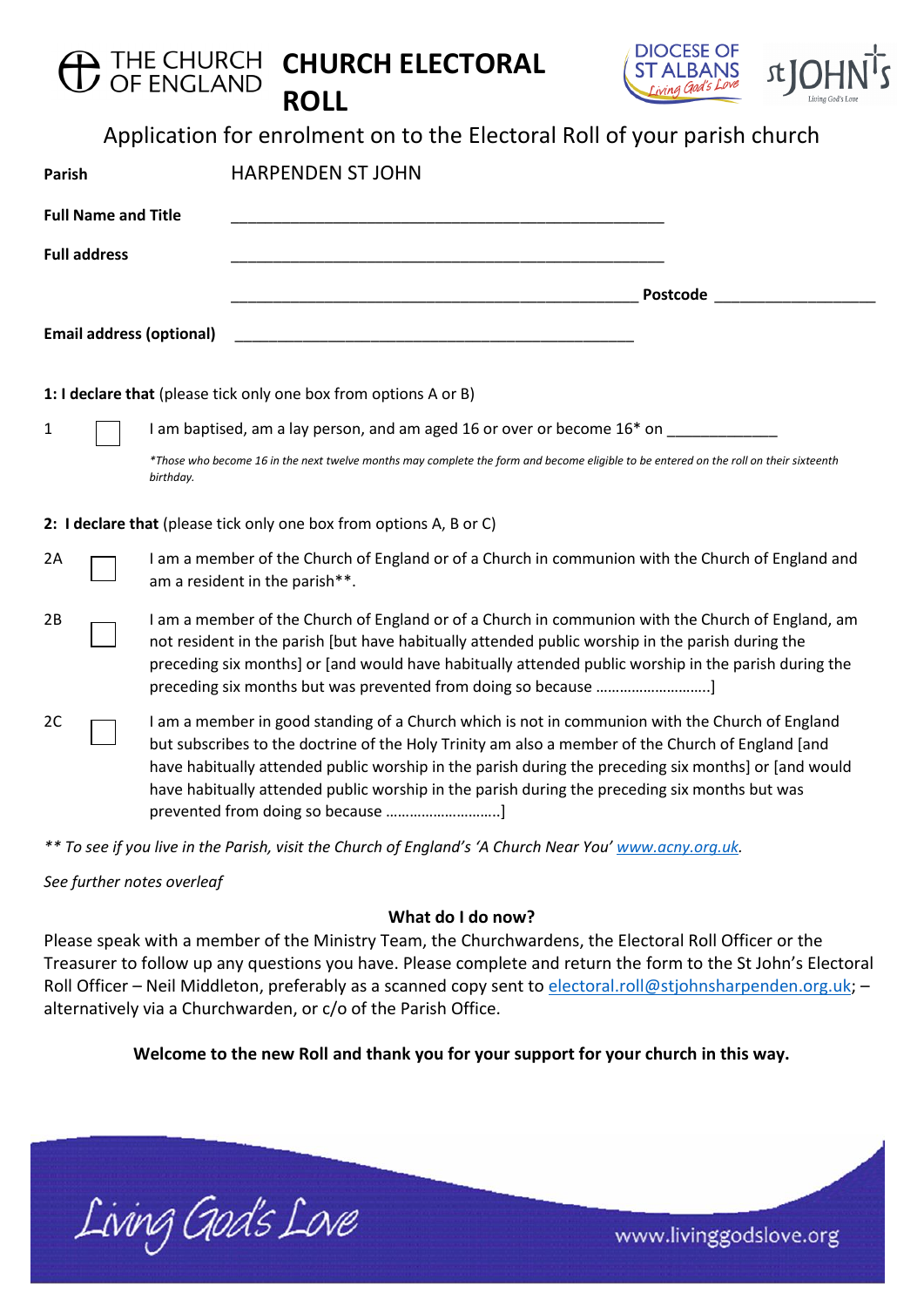# CHURCH ELECTORAL ROLL

THE CHURCH OF ENGLAND

DIOCESE OF ST ALBANS *Living God's Love*

St JOHN's *Living God's Love*

## Application for enrolment on to the Electoral Roll of your parish church

**Parish** HARPENDEN ST JOHN

**Full Name and Title** ______________________________________________

**Full address** ______________________________________________

______________________________________________ **Postcode** __________________

**Email address (optional)** ______________________________________________

**1: I declare that** (please tick only one box from options A or B)

1 ☐ I am baptised, am a lay person, and am aged 16 or over or become 16* on ____________

*\*Those who become 16 in the next twelve months may complete the form and become eligible to be entered on the roll on their sixteenth birthday.*

**2: I declare that** (please tick only one box from options A, B or C)

2A ☐ I am a member of the Church of England or of a Church in communion with the Church of England and am a resident in the parish**.

2B ☐ I am a member of the Church of England or of a Church in communion with the Church of England, am not resident in the parish [but have habitually attended public worship in the parish during the preceding six months] or [and would have habitually attended public worship in the parish during the preceding six months but was prevented from doing so because ……………………….]

2C ☐ I am a member in good standing of a Church which is not in communion with the Church of England but subscribes to the doctrine of the Holy Trinity am also a member of the Church of England [and have habitually attended public worship in the parish during the preceding six months] or [and would have habitually attended public worship in the parish during the preceding six months but was prevented from doing so because ……………………….]

*\*\* To see if you live in the Parish, visit the Church of England's 'A Church Near You' www.acny.org.uk.*

*See further notes overleaf*

**What do I do now?**

Please speak with a member of the Ministry Team, the Churchwardens, the Electoral Roll Officer or the Treasurer to follow up any questions you have. Please complete and return the form to the St John's Electoral Roll Officer – Neil Middleton, preferably as a scanned copy sent to electoral.roll@stjohnsharpenden.org.uk; – alternatively via a Churchwarden, or c/o of the Parish Office.

**Welcome to the new Roll and thank you for your support for your church in this way.**

*Living God's Love* www.livinggodslove.org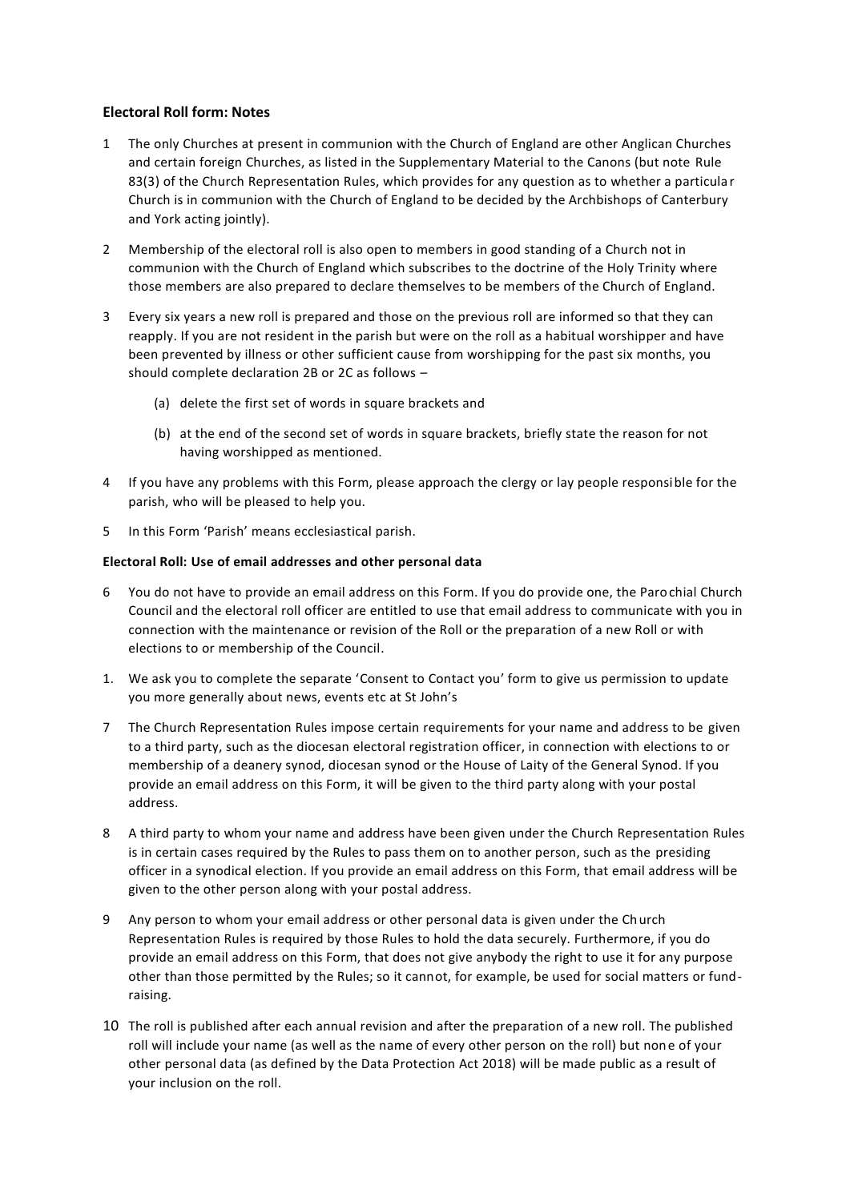### Electoral Roll form: Notes

1 The only Churches at present in communion with the Church of England are other Anglican Churches and certain foreign Churches, as listed in the Supplementary Material to the Canons (but note Rule 83(3) of the Church Representation Rules, which provides for any question as to whether a particular Church is in communion with the Church of England to be decided by the Archbishops of Canterbury and York acting jointly).

2 Membership of the electoral roll is also open to members in good standing of a Church not in communion with the Church of England which subscribes to the doctrine of the Holy Trinity where those members are also prepared to declare themselves to be members of the Church of England.

3 Every six years a new roll is prepared and those on the previous roll are informed so that they can reapply. If you are not resident in the parish but were on the roll as a habitual worshipper and have been prevented by illness or other sufficient cause from worshipping for the past six months, you should complete declaration 2B or 2C as follows –

  (a) delete the first set of words in square brackets and

  (b) at the end of the second set of words in square brackets, briefly state the reason for not having worshipped as mentioned.

4 If you have any problems with this Form, please approach the clergy or lay people responsible for the parish, who will be pleased to help you.

5 In this Form 'Parish' means ecclesiastical parish.

**Electoral Roll: Use of email addresses and other personal data**

6 You do not have to provide an email address on this Form. If you do provide one, the Parochial Church Council and the electoral roll officer are entitled to use that email address to communicate with you in connection with the maintenance or revision of the Roll or the preparation of a new Roll or with elections to or membership of the Council.

1. We ask you to complete the separate 'Consent to Contact you' form to give us permission to update you more generally about news, events etc at St John's

7 The Church Representation Rules impose certain requirements for your name and address to be given to a third party, such as the diocesan electoral registration officer, in connection with elections to or membership of a deanery synod, diocesan synod or the House of Laity of the General Synod. If you provide an email address on this Form, it will be given to the third party along with your postal address.

8 A third party to whom your name and address have been given under the Church Representation Rules is in certain cases required by the Rules to pass them on to another person, such as the presiding officer in a synodical election. If you provide an email address on this Form, that email address will be given to the other person along with your postal address.

9 Any person to whom your email address or other personal data is given under the Church Representation Rules is required by those Rules to hold the data securely. Furthermore, if you do provide an email address on this Form, that does not give anybody the right to use it for any purpose other than those permitted by the Rules; so it cannot, for example, be used for social matters or fund-raising.

10 The roll is published after each annual revision and after the preparation of a new roll. The published roll will include your name (as well as the name of every other person on the roll) but none of your other personal data (as defined by the Data Protection Act 2018) will be made public as a result of your inclusion on the roll.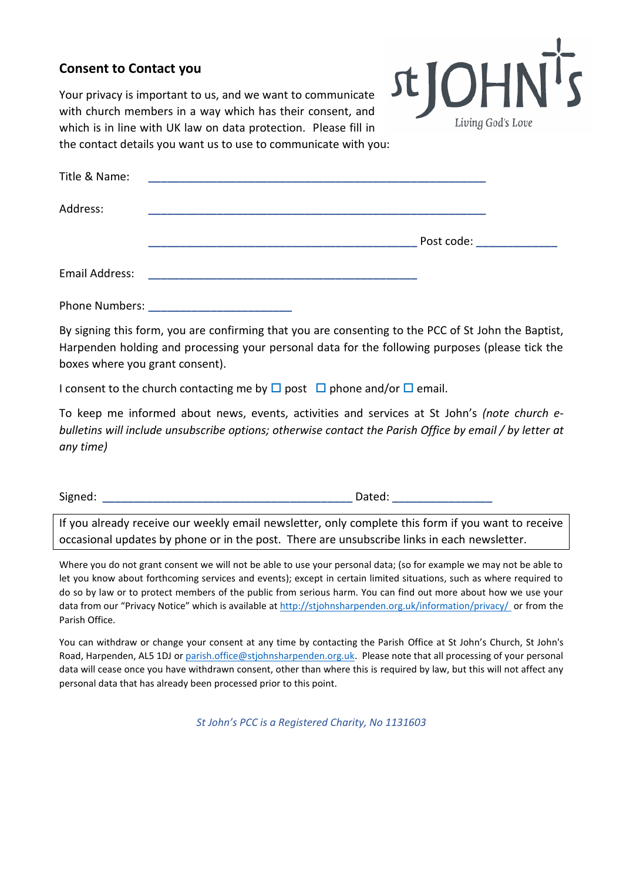## Consent to Contact you

Your privacy is important to us, and we want to communicate with church members in a way which has their consent, and which is in line with UK law on data protection. Please fill in the contact details you want us to use to communicate with you:

Title & Name: ______________________________________________________

Address: ______________________________________________________

______________________________________________ Post code: _____________

Email Address: ______________________________________________

Phone Numbers: ________________________

By signing this form, you are confirming that you are consenting to the PCC of St John the Baptist, Harpenden holding and processing your personal data for the following purposes (please tick the boxes where you grant consent).

I consent to the church contacting me by ☐ post ☐ phone and/or ☐ email.

To keep me informed about news, events, activities and services at St John's *(note church e-bulletins will include unsubscribe options; otherwise contact the Parish Office by email / by letter at any time)*

Signed: ________________________________________ Dated: ________________

If you already receive our weekly email newsletter, only complete this form if you want to receive occasional updates by phone or in the post. There are unsubscribe links in each newsletter.

Where you do not grant consent we will not be able to use your personal data; (so for example we may not be able to let you know about forthcoming services and events); except in certain limited situations, such as where required to do so by law or to protect members of the public from serious harm. You can find out more about how we use your data from our "Privacy Notice" which is available at http://stjohnsharpenden.org.uk/information/privacy/ or from the Parish Office.

You can withdraw or change your consent at any time by contacting the Parish Office at St John's Church, St John's Road, Harpenden, AL5 1DJ or parish.office@stjohnsharpenden.org.uk. Please note that all processing of your personal data will cease once you have withdrawn consent, other than where this is required by law, but this will not affect any personal data that has already been processed prior to this point.

*St John's PCC is a Registered Charity, No 1131603*